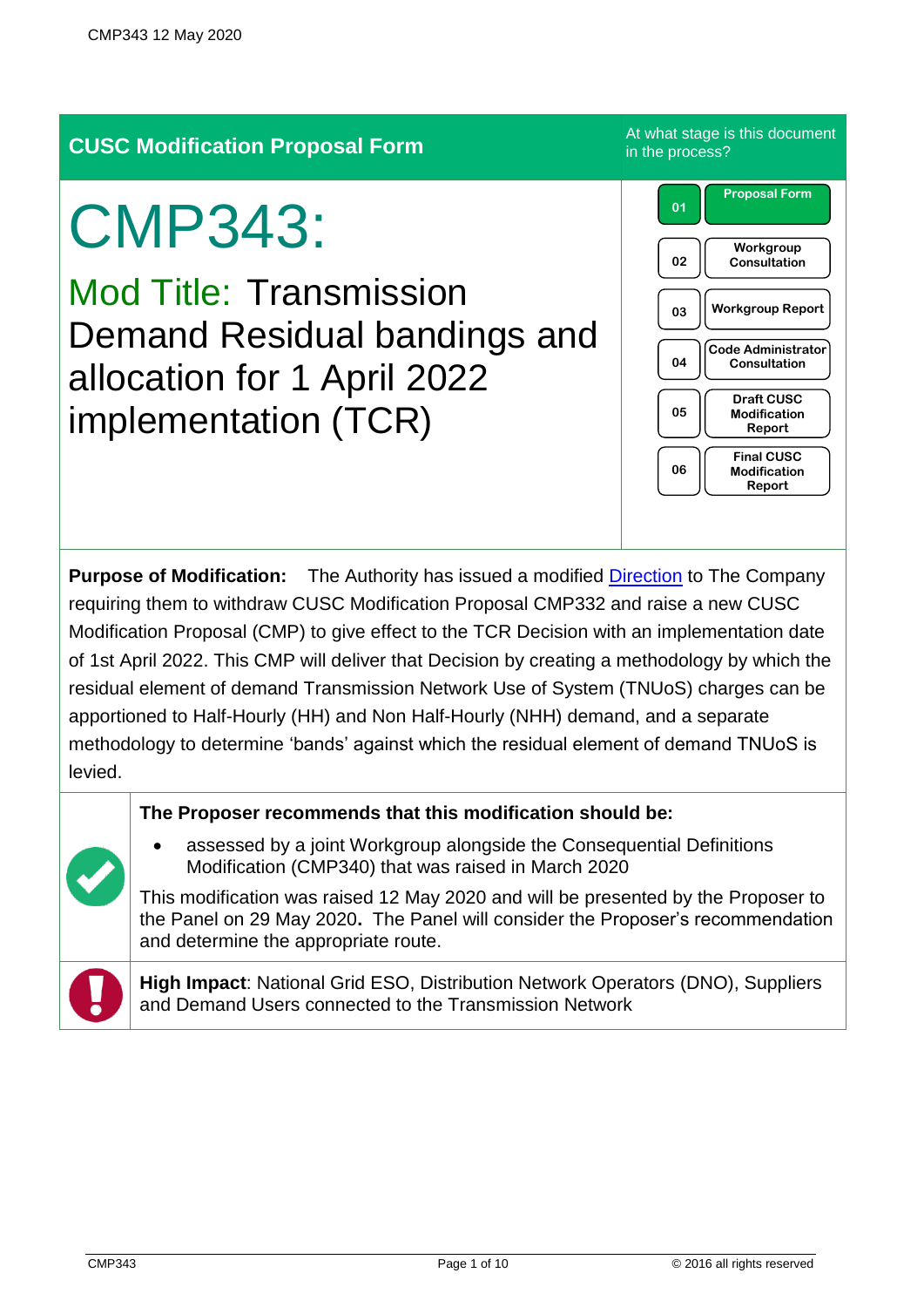## CUSC Modification Proposal Form

At what stage is this document in the process?

| | |
|---|---|
| 01 | Proposal Form |
| 02 | Workgroup Consultation |
| 03 | Workgroup Report |
| 04 | Code Administrator Consultation |
| 05 | Draft CUSC Modification Report |
| 06 | Final CUSC Modification Report |

# CMP343:

## Mod Title: Transmission Demand Residual bandings and allocation for 1 April 2022 implementation (TCR)

**Purpose of Modification:** The Authority has issued a modified Direction to The Company requiring them to withdraw CUSC Modification Proposal CMP332 and raise a new CUSC Modification Proposal (CMP) to give effect to the TCR Decision with an implementation date of 1st April 2022. This CMP will deliver that Decision by creating a methodology by which the residual element of demand Transmission Network Use of System (TNUoS) charges can be apportioned to Half-Hourly (HH) and Non Half-Hourly (NHH) demand, and a separate methodology to determine 'bands' against which the residual element of demand TNUoS is levied.

**The Proposer recommends that this modification should be:**

- assessed by a joint Workgroup alongside the Consequential Definitions Modification (CMP340) that was raised in March 2020

This modification was raised 12 May 2020 and will be presented by the Proposer to the Panel on 29 May 2020**.** The Panel will consider the Proposer's recommendation and determine the appropriate route.

**High Impact**: National Grid ESO, Distribution Network Operators (DNO), Suppliers and Demand Users connected to the Transmission Network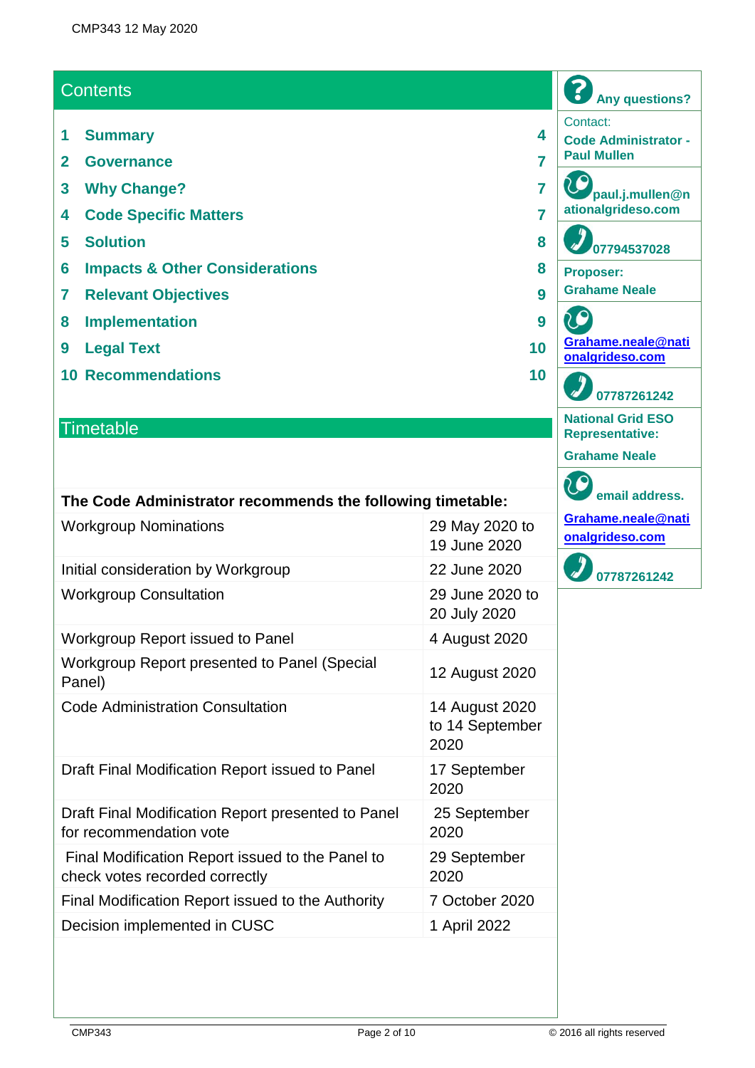## Contents

| | | |
|---|---|---|
| 1 | Summary | 4 |
| 2 | Governance | 7 |
| 3 | Why Change? | 7 |
| 4 | Code Specific Matters | 7 |
| 5 | Solution | 8 |
| 6 | Impacts & Other Considerations | 8 |
| 7 | Relevant Objectives | 9 |
| 8 | Implementation | 9 |
| 9 | Legal Text | 10 |
| 10 | Recommendations | 10 |

## Timetable

| The Code Administrator recommends the following timetable: | |
|---|---|
| Workgroup Nominations | 29 May 2020 to 19 June 2020 |
| Initial consideration by Workgroup | 22 June 2020 |
| Workgroup Consultation | 29 June 2020 to 20 July 2020 |
| Workgroup Report issued to Panel | 4 August 2020 |
| Workgroup Report presented to Panel (Special Panel) | 12 August 2020 |
| Code Administration Consultation | 14 August 2020 to 14 September 2020 |
| Draft Final Modification Report issued to Panel | 17 September 2020 |
| Draft Final Modification Report presented to Panel for recommendation vote | 25 September 2020 |
| Final Modification Report issued to the Panel to check votes recorded correctly | 29 September 2020 |
| Final Modification Report issued to the Authority | 7 October 2020 |
| Decision implemented in CUSC | 1 April 2022 |

**Any questions?**

Contact:
**Code Administrator - Paul Mullen**

**paul.j.mullen@nationalgrideso.com**

**07794537028**

**Proposer:**
**Grahame Neale**

**Grahame.neale@nationalgrideso.com**

**07787261242**

**National Grid ESO Representative:**

**Grahame Neale**

**email address.**

**Grahame.neale@nationalgrideso.com**

**07787261242**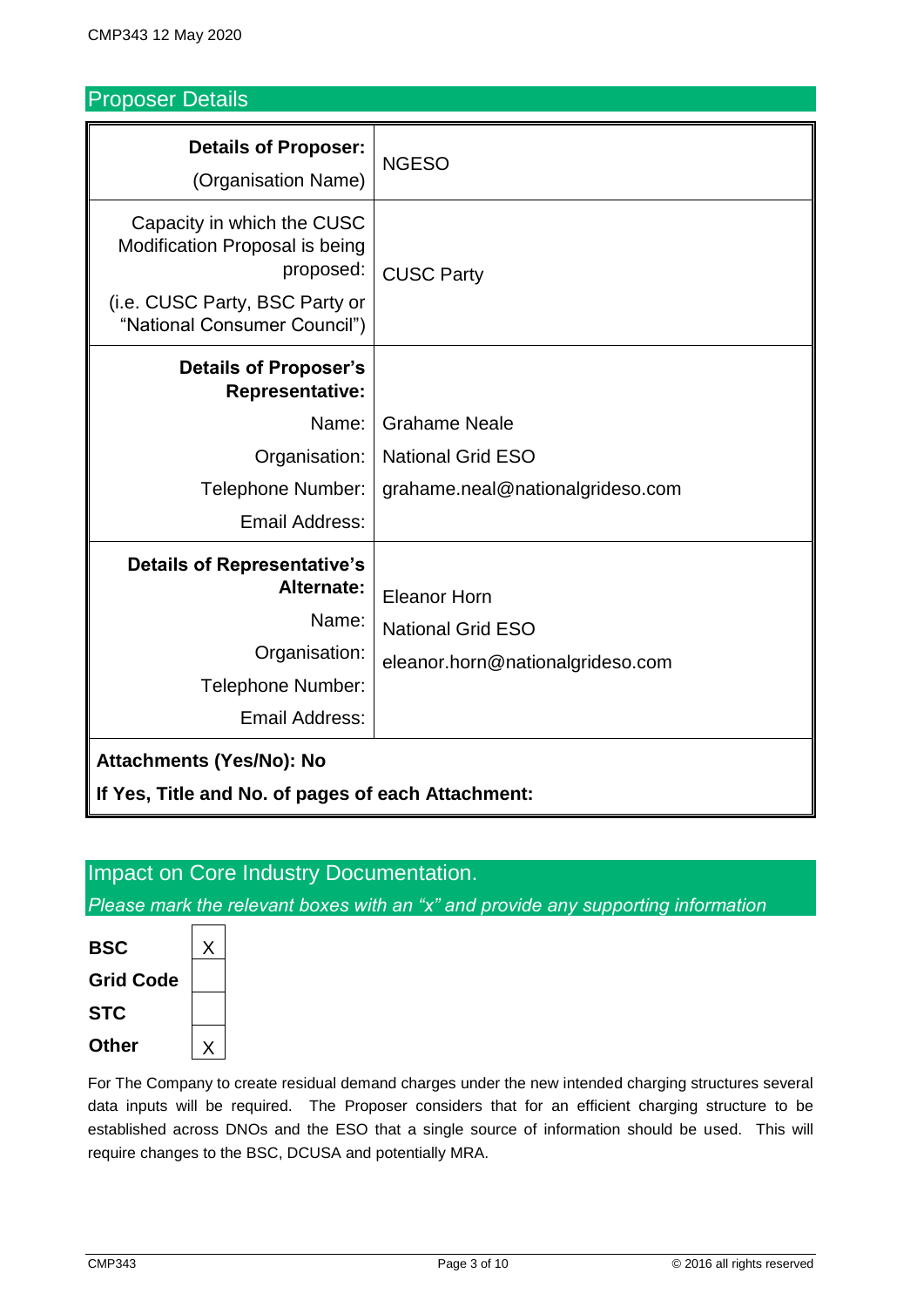## Proposer Details

| **Details of Proposer:** (Organisation Name) | NGESO |
|---|---|
| Capacity in which the CUSC Modification Proposal is being proposed: (i.e. CUSC Party, BSC Party or "National Consumer Council") | CUSC Party |
| **Details of Proposer's Representative:** Name: Organisation: Telephone Number: Email Address: | Grahame Neale<br>National Grid ESO<br>grahame.neal@nationalgrideso.com |
| **Details of Representative's Alternate:** Name: Organisation: Telephone Number: Email Address: | Eleanor Horn<br>National Grid ESO<br>eleanor.horn@nationalgrideso.com |
| **Attachments (Yes/No): No**<br>**If Yes, Title and No. of pages of each Attachment:** | |

## Impact on Core Industry Documentation.

*Please mark the relevant boxes with an "x" and provide any supporting information*

| | |
|---|---|
| **BSC** | X |
| **Grid Code** | |
| **STC** | |
| **Other** | X |

For The Company to create residual demand charges under the new intended charging structures several data inputs will be required. The Proposer considers that for an efficient charging structure to be established across DNOs and the ESO that a single source of information should be used. This will require changes to the BSC, DCUSA and potentially MRA.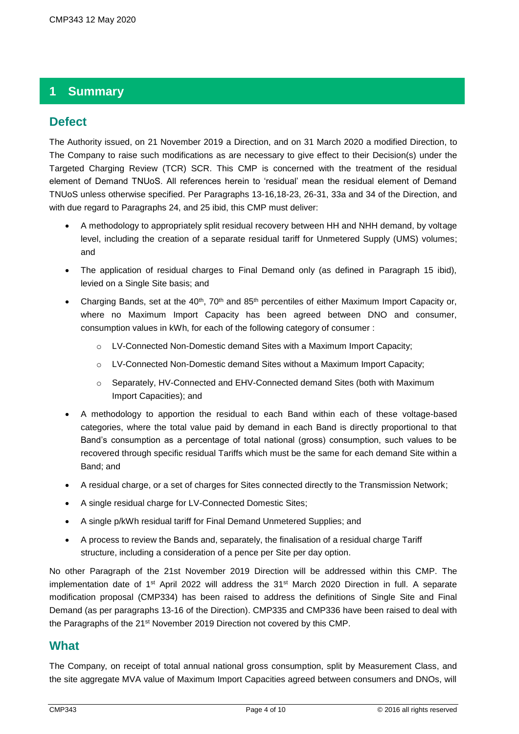# 1 Summary

## Defect

The Authority issued, on 21 November 2019 a Direction, and on 31 March 2020 a modified Direction, to The Company to raise such modifications as are necessary to give effect to their Decision(s) under the Targeted Charging Review (TCR) SCR. This CMP is concerned with the treatment of the residual element of Demand TNUoS. All references herein to 'residual' mean the residual element of Demand TNUoS unless otherwise specified. Per Paragraphs 13-16,18-23, 26-31, 33a and 34 of the Direction, and with due regard to Paragraphs 24, and 25 ibid, this CMP must deliver:

- A methodology to appropriately split residual recovery between HH and NHH demand, by voltage level, including the creation of a separate residual tariff for Unmetered Supply (UMS) volumes; and
- The application of residual charges to Final Demand only (as defined in Paragraph 15 ibid), levied on a Single Site basis; and
- Charging Bands, set at the 40th, 70th and 85th percentiles of either Maximum Import Capacity or, where no Maximum Import Capacity has been agreed between DNO and consumer, consumption values in kWh, for each of the following category of consumer :
    - LV-Connected Non-Domestic demand Sites with a Maximum Import Capacity;
    - LV-Connected Non-Domestic demand Sites without a Maximum Import Capacity;
    - Separately, HV-Connected and EHV-Connected demand Sites (both with Maximum Import Capacities); and
- A methodology to apportion the residual to each Band within each of these voltage-based categories, where the total value paid by demand in each Band is directly proportional to that Band's consumption as a percentage of total national (gross) consumption, such values to be recovered through specific residual Tariffs which must be the same for each demand Site within a Band; and
- A residual charge, or a set of charges for Sites connected directly to the Transmission Network;
- A single residual charge for LV-Connected Domestic Sites;
- A single p/kWh residual tariff for Final Demand Unmetered Supplies; and
- A process to review the Bands and, separately, the finalisation of a residual charge Tariff structure, including a consideration of a pence per Site per day option.

No other Paragraph of the 21st November 2019 Direction will be addressed within this CMP. The implementation date of 1st April 2022 will address the 31st March 2020 Direction in full. A separate modification proposal (CMP334) has been raised to address the definitions of Single Site and Final Demand (as per paragraphs 13-16 of the Direction). CMP335 and CMP336 have been raised to deal with the Paragraphs of the 21st November 2019 Direction not covered by this CMP.

## What

The Company, on receipt of total annual national gross consumption, split by Measurement Class, and the site aggregate MVA value of Maximum Import Capacities agreed between consumers and DNOs, will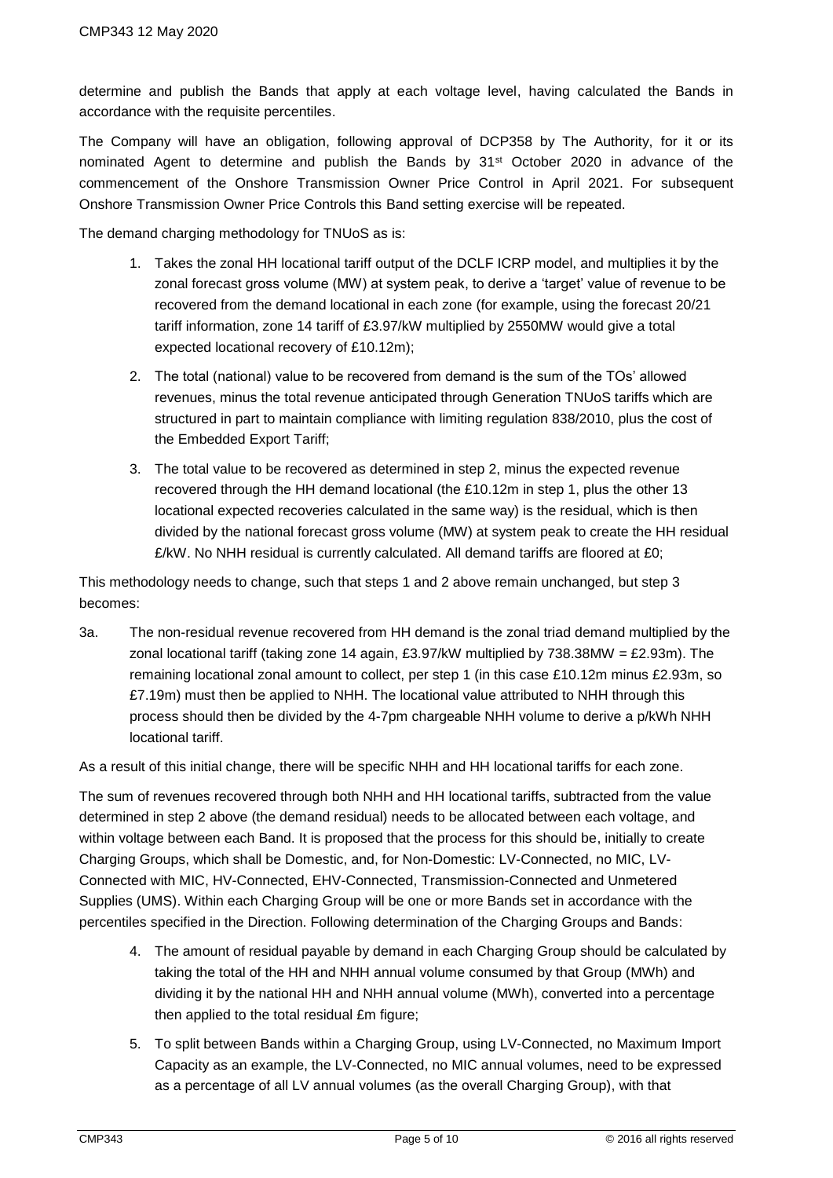determine and publish the Bands that apply at each voltage level, having calculated the Bands in accordance with the requisite percentiles.

The Company will have an obligation, following approval of DCP358 by The Authority, for it or its nominated Agent to determine and publish the Bands by 31st October 2020 in advance of the commencement of the Onshore Transmission Owner Price Control in April 2021. For subsequent Onshore Transmission Owner Price Controls this Band setting exercise will be repeated.

The demand charging methodology for TNUoS as is:

1. Takes the zonal HH locational tariff output of the DCLF ICRP model, and multiplies it by the zonal forecast gross volume (MW) at system peak, to derive a 'target' value of revenue to be recovered from the demand locational in each zone (for example, using the forecast 20/21 tariff information, zone 14 tariff of £3.97/kW multiplied by 2550MW would give a total expected locational recovery of £10.12m);
2. The total (national) value to be recovered from demand is the sum of the TOs' allowed revenues, minus the total revenue anticipated through Generation TNUoS tariffs which are structured in part to maintain compliance with limiting regulation 838/2010, plus the cost of the Embedded Export Tariff;
3. The total value to be recovered as determined in step 2, minus the expected revenue recovered through the HH demand locational (the £10.12m in step 1, plus the other 13 locational expected recoveries calculated in the same way) is the residual, which is then divided by the national forecast gross volume (MW) at system peak to create the HH residual £/kW. No NHH residual is currently calculated. All demand tariffs are floored at £0;

This methodology needs to change, such that steps 1 and 2 above remain unchanged, but step 3 becomes:

3a. The non-residual revenue recovered from HH demand is the zonal triad demand multiplied by the zonal locational tariff (taking zone 14 again, £3.97/kW multiplied by 738.38MW = £2.93m). The remaining locational zonal amount to collect, per step 1 (in this case £10.12m minus £2.93m, so £7.19m) must then be applied to NHH. The locational value attributed to NHH through this process should then be divided by the 4-7pm chargeable NHH volume to derive a p/kWh NHH locational tariff.

As a result of this initial change, there will be specific NHH and HH locational tariffs for each zone.

The sum of revenues recovered through both NHH and HH locational tariffs, subtracted from the value determined in step 2 above (the demand residual) needs to be allocated between each voltage, and within voltage between each Band. It is proposed that the process for this should be, initially to create Charging Groups, which shall be Domestic, and, for Non-Domestic: LV-Connected, no MIC, LV-Connected with MIC, HV-Connected, EHV-Connected, Transmission-Connected and Unmetered Supplies (UMS). Within each Charging Group will be one or more Bands set in accordance with the percentiles specified in the Direction. Following determination of the Charging Groups and Bands:

4. The amount of residual payable by demand in each Charging Group should be calculated by taking the total of the HH and NHH annual volume consumed by that Group (MWh) and dividing it by the national HH and NHH annual volume (MWh), converted into a percentage then applied to the total residual £m figure;
5. To split between Bands within a Charging Group, using LV-Connected, no Maximum Import Capacity as an example, the LV-Connected, no MIC annual volumes, need to be expressed as a percentage of all LV annual volumes (as the overall Charging Group), with that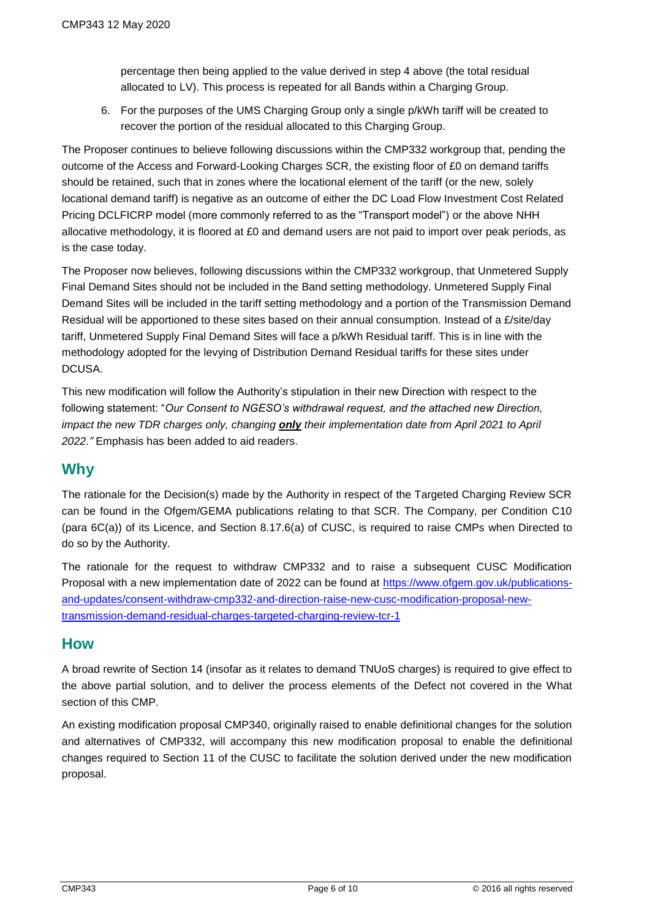percentage then being applied to the value derived in step 4 above (the total residual allocated to LV). This process is repeated for all Bands within a Charging Group.

6. For the purposes of the UMS Charging Group only a single p/kWh tariff will be created to recover the portion of the residual allocated to this Charging Group.

The Proposer continues to believe following discussions within the CMP332 workgroup that, pending the outcome of the Access and Forward-Looking Charges SCR, the existing floor of £0 on demand tariffs should be retained, such that in zones where the locational element of the tariff (or the new, solely locational demand tariff) is negative as an outcome of either the DC Load Flow Investment Cost Related Pricing DCLFICRP model (more commonly referred to as the "Transport model") or the above NHH allocative methodology, it is floored at £0 and demand users are not paid to import over peak periods, as is the case today.

The Proposer now believes, following discussions within the CMP332 workgroup, that Unmetered Supply Final Demand Sites should not be included in the Band setting methodology. Unmetered Supply Final Demand Sites will be included in the tariff setting methodology and a portion of the Transmission Demand Residual will be apportioned to these sites based on their annual consumption. Instead of a £/site/day tariff, Unmetered Supply Final Demand Sites will face a p/kWh Residual tariff. This is in line with the methodology adopted for the levying of Distribution Demand Residual tariffs for these sites under DCUSA.

This new modification will follow the Authority's stipulation in their new Direction with respect to the following statement: "*Our Consent to NGESO's withdrawal request, and the attached new Direction, impact the new TDR charges only, changing **only** their implementation date from April 2021 to April 2022*." Emphasis has been added to aid readers.

## Why

The rationale for the Decision(s) made by the Authority in respect of the Targeted Charging Review SCR can be found in the Ofgem/GEMA publications relating to that SCR. The Company, per Condition C10 (para 6C(a)) of its Licence, and Section 8.17.6(a) of CUSC, is required to raise CMPs when Directed to do so by the Authority.

The rationale for the request to withdraw CMP332 and to raise a subsequent CUSC Modification Proposal with a new implementation date of 2022 can be found at https://www.ofgem.gov.uk/publications-and-updates/consent-withdraw-cmp332-and-direction-raise-new-cusc-modification-proposal-new-transmission-demand-residual-charges-targeted-charging-review-tcr-1

## How

A broad rewrite of Section 14 (insofar as it relates to demand TNUoS charges) is required to give effect to the above partial solution, and to deliver the process elements of the Defect not covered in the What section of this CMP.

An existing modification proposal CMP340, originally raised to enable definitional changes for the solution and alternatives of CMP332, will accompany this new modification proposal to enable the definitional changes required to Section 11 of the CUSC to facilitate the solution derived under the new modification proposal.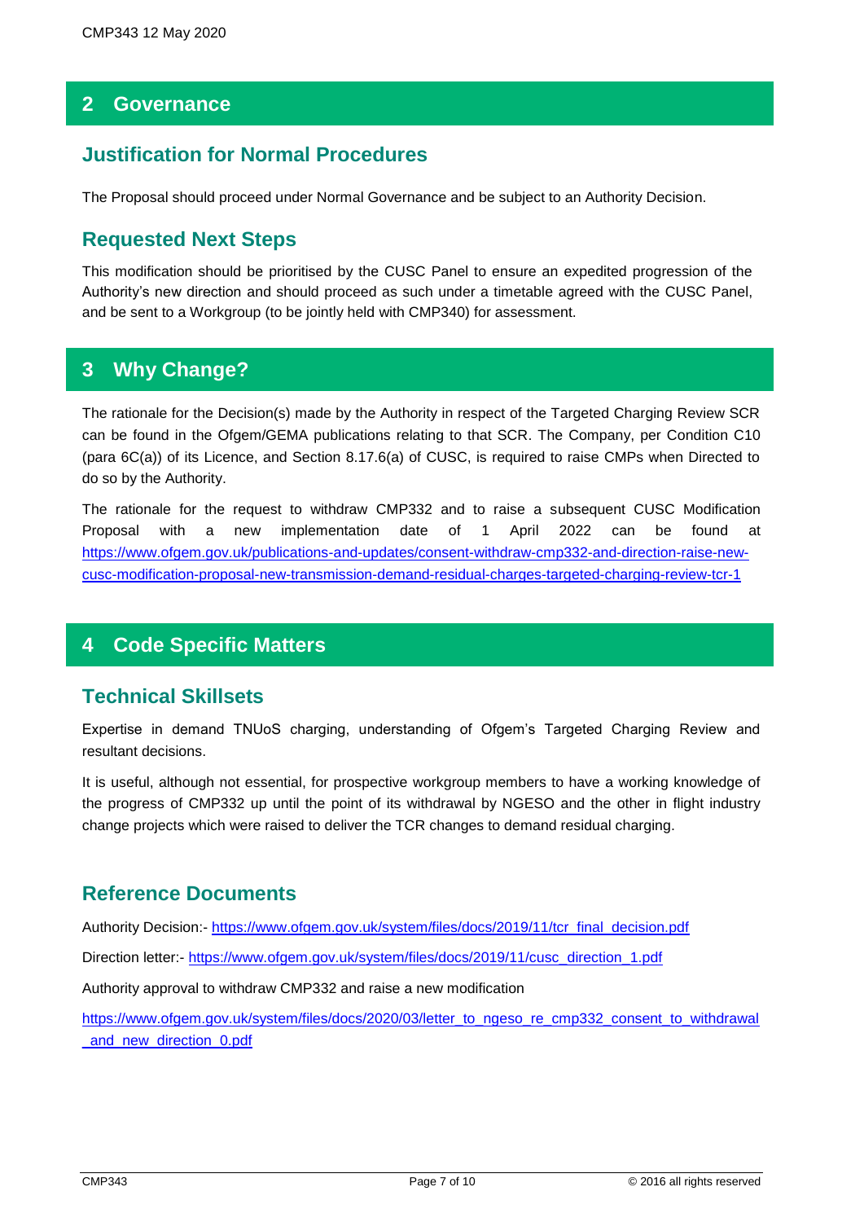## 2 Governance

### Justification for Normal Procedures

The Proposal should proceed under Normal Governance and be subject to an Authority Decision.

### Requested Next Steps

This modification should be prioritised by the CUSC Panel to ensure an expedited progression of the Authority's new direction and should proceed as such under a timetable agreed with the CUSC Panel, and be sent to a Workgroup (to be jointly held with CMP340) for assessment.

## 3 Why Change?

The rationale for the Decision(s) made by the Authority in respect of the Targeted Charging Review SCR can be found in the Ofgem/GEMA publications relating to that SCR. The Company, per Condition C10 (para 6C(a)) of its Licence, and Section 8.17.6(a) of CUSC, is required to raise CMPs when Directed to do so by the Authority.

The rationale for the request to withdraw CMP332 and to raise a subsequent CUSC Modification Proposal with a new implementation date of 1 April 2022 can be found at https://www.ofgem.gov.uk/publications-and-updates/consent-withdraw-cmp332-and-direction-raise-new-cusc-modification-proposal-new-transmission-demand-residual-charges-targeted-charging-review-tcr-1

## 4 Code Specific Matters

### Technical Skillsets

Expertise in demand TNUoS charging, understanding of Ofgem's Targeted Charging Review and resultant decisions.

It is useful, although not essential, for prospective workgroup members to have a working knowledge of the progress of CMP332 up until the point of its withdrawal by NGESO and the other in flight industry change projects which were raised to deliver the TCR changes to demand residual charging.

### Reference Documents

Authority Decision:- https://www.ofgem.gov.uk/system/files/docs/2019/11/tcr_final_decision.pdf

Direction letter:- https://www.ofgem.gov.uk/system/files/docs/2019/11/cusc_direction_1.pdf

Authority approval to withdraw CMP332 and raise a new modification

https://www.ofgem.gov.uk/system/files/docs/2020/03/letter_to_ngeso_re_cmp332_consent_to_withdrawal_and_new_direction_0.pdf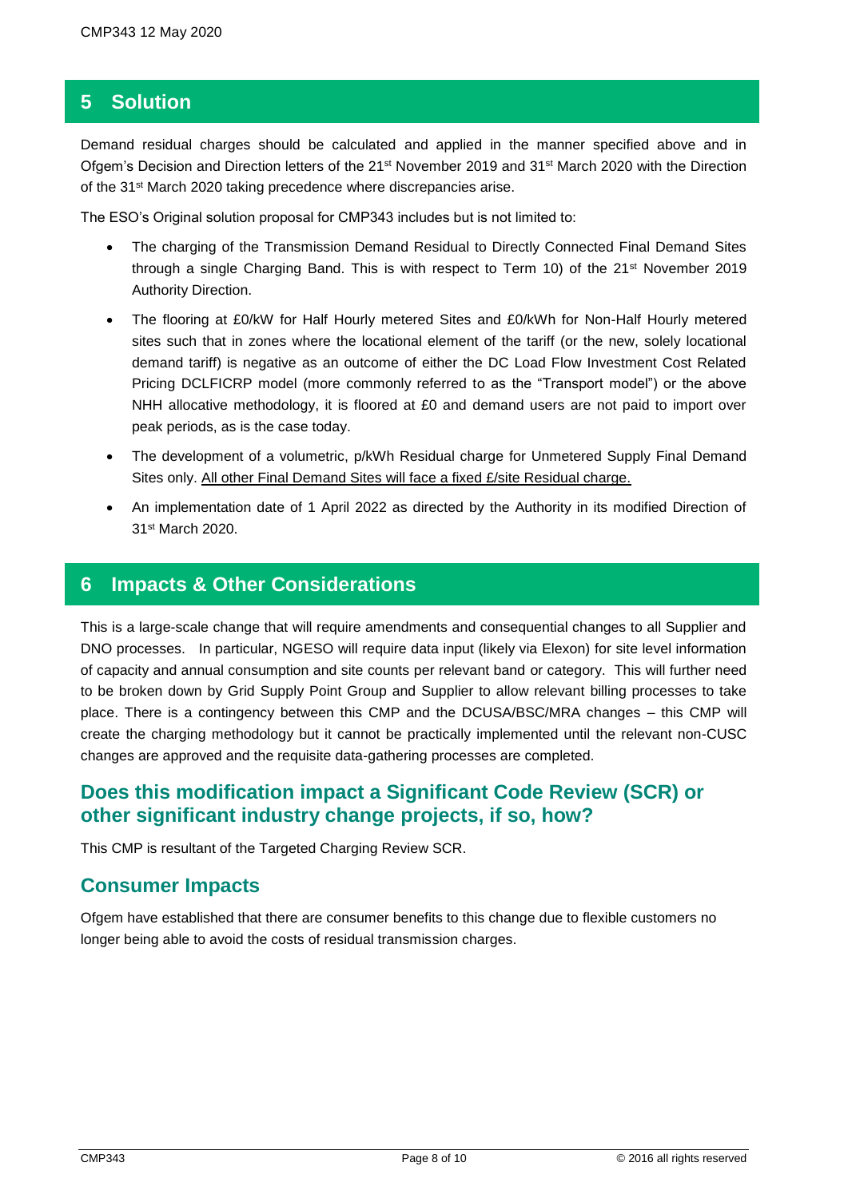## 5 Solution

Demand residual charges should be calculated and applied in the manner specified above and in Ofgem's Decision and Direction letters of the 21st November 2019 and 31st March 2020 with the Direction of the 31st March 2020 taking precedence where discrepancies arise.

The ESO's Original solution proposal for CMP343 includes but is not limited to:

- The charging of the Transmission Demand Residual to Directly Connected Final Demand Sites through a single Charging Band. This is with respect to Term 10) of the 21st November 2019 Authority Direction.
- The flooring at £0/kW for Half Hourly metered Sites and £0/kWh for Non-Half Hourly metered sites such that in zones where the locational element of the tariff (or the new, solely locational demand tariff) is negative as an outcome of either the DC Load Flow Investment Cost Related Pricing DCLFICRP model (more commonly referred to as the "Transport model") or the above NHH allocative methodology, it is floored at £0 and demand users are not paid to import over peak periods, as is the case today.
- The development of a volumetric, p/kWh Residual charge for Unmetered Supply Final Demand Sites only. <u>All other Final Demand Sites will face a fixed £/site Residual charge.</u>
- An implementation date of 1 April 2022 as directed by the Authority in its modified Direction of 31st March 2020.

## 6 Impacts & Other Considerations

This is a large-scale change that will require amendments and consequential changes to all Supplier and DNO processes. In particular, NGESO will require data input (likely via Elexon) for site level information of capacity and annual consumption and site counts per relevant band or category. This will further need to be broken down by Grid Supply Point Group and Supplier to allow relevant billing processes to take place. There is a contingency between this CMP and the DCUSA/BSC/MRA changes – this CMP will create the charging methodology but it cannot be practically implemented until the relevant non-CUSC changes are approved and the requisite data-gathering processes are completed.

### Does this modification impact a Significant Code Review (SCR) or other significant industry change projects, if so, how?

This CMP is resultant of the Targeted Charging Review SCR.

### Consumer Impacts

Ofgem have established that there are consumer benefits to this change due to flexible customers no longer being able to avoid the costs of residual transmission charges.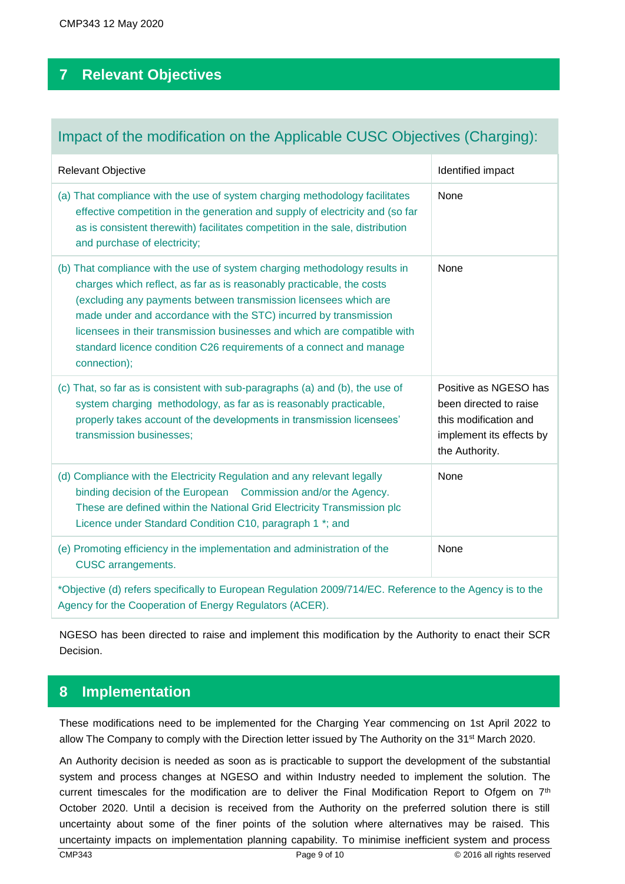## 7 Relevant Objectives

**Impact of the modification on the Applicable CUSC Objectives (Charging):**

| Relevant Objective | Identified impact |
|---|---|
| (a) That compliance with the use of system charging methodology facilitates effective competition in the generation and supply of electricity and (so far as is consistent therewith) facilitates competition in the sale, distribution and purchase of electricity; | None |
| (b) That compliance with the use of system charging methodology results in charges which reflect, as far as is reasonably practicable, the costs (excluding any payments between transmission licensees which are made under and accordance with the STC) incurred by transmission licensees in their transmission businesses and which are compatible with standard licence condition C26 requirements of a connect and manage connection); | None |
| (c) That, so far as is consistent with sub-paragraphs (a) and (b), the use of system charging methodology, as far as is reasonably practicable, properly takes account of the developments in transmission licensees' transmission businesses; | Positive as NGESO has been directed to raise this modification and implement its effects by the Authority. |
| (d) Compliance with the Electricity Regulation and any relevant legally binding decision of the European Commission and/or the Agency. These are defined within the National Grid Electricity Transmission plc Licence under Standard Condition C10, paragraph 1 *; and | None |
| (e) Promoting efficiency in the implementation and administration of the CUSC arrangements. | None |

*Objective (d) refers specifically to European Regulation 2009/714/EC. Reference to the Agency is to the Agency for the Cooperation of Energy Regulators (ACER).

NGESO has been directed to raise and implement this modification by the Authority to enact their SCR Decision.

## 8 Implementation

These modifications need to be implemented for the Charging Year commencing on 1st April 2022 to allow The Company to comply with the Direction letter issued by The Authority on the 31st March 2020.

An Authority decision is needed as soon as is practicable to support the development of the substantial system and process changes at NGESO and within Industry needed to implement the solution. The current timescales for the modification are to deliver the Final Modification Report to Ofgem on 7th October 2020. Until a decision is received from the Authority on the preferred solution there is still uncertainty about some of the finer points of the solution where alternatives may be raised. This uncertainty impacts on implementation planning capability. To minimise inefficient system and process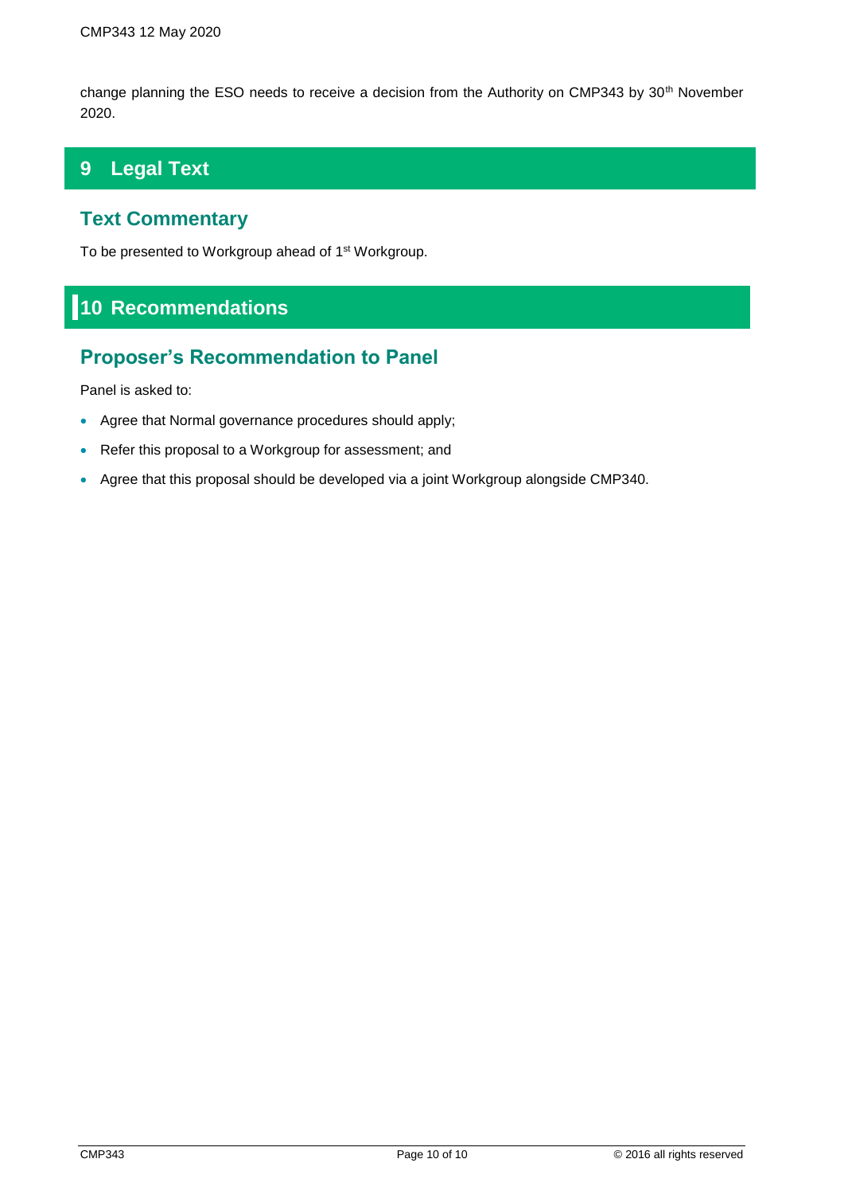change planning the ESO needs to receive a decision from the Authority on CMP343 by 30th November 2020.

# 9 Legal Text

## Text Commentary

To be presented to Workgroup ahead of 1st Workgroup.

# 10 Recommendations

## Proposer's Recommendation to Panel

Panel is asked to:

- Agree that Normal governance procedures should apply;
- Refer this proposal to a Workgroup for assessment; and
- Agree that this proposal should be developed via a joint Workgroup alongside CMP340.